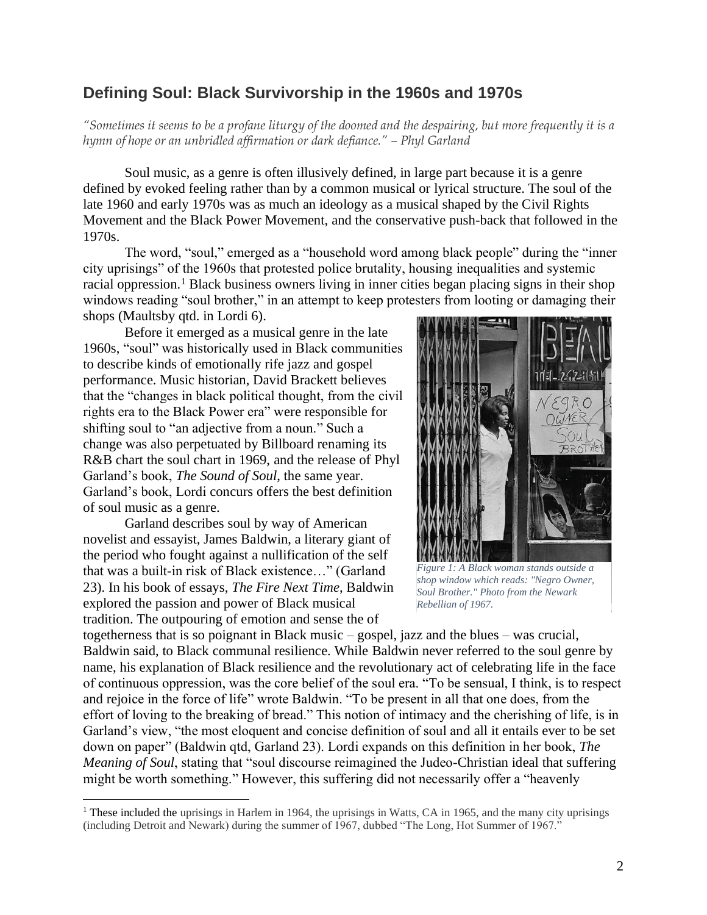## Defining Soul: Black Survivorship in the 1960s and 1970s

*"Sometimes it seems to be a profane liturgy of the doomed and the despairing, but more frequently it is a hymn of hope or an unbridled affirmation or dark defiance." – Phyl Garland*

Soul music, as a genre is often illusively defined, in large part because it is a genre defined by evoked feeling rather than by a common musical or lyrical structure. The soul of the late 1960 and early 1970s was as much an ideology as a musical shaped by the Civil Rights Movement and the Black Power Movement, and the conservative push-back that followed in the 1970s.

The word, "soul," emerged as a "household word among black people" during the "inner city uprisings" of the 1960s that protested police brutality, housing inequalities and systemic racial oppression.[1] Black business owners living in inner cities began placing signs in their shop windows reading "soul brother," in an attempt to keep protesters from looting or damaging their shops (Maultsby qtd. in Lordi 6).

Before it emerged as a musical genre in the late 1960s, "soul" was historically used in Black communities to describe kinds of emotionally rife jazz and gospel performance. Music historian, David Brackett believes that the "changes in black political thought, from the civil rights era to the Black Power era" were responsible for shifting soul to "an adjective from a noun." Such a change was also perpetuated by Billboard renaming its R&B chart the soul chart in 1969, and the release of Phyl Garland's book, *The Sound of Soul*, the same year. Garland's book, Lordi concurs offers the best definition of soul music as a genre.

*Figure 1: A Black woman stands outside a shop window which reads: "Negro Owner, Soul Brother." Photo from the Newark Rebellian of 1967.*

Garland describes soul by way of American novelist and essayist, James Baldwin, a literary giant of the period who fought against a nullification of the self that was a built-in risk of Black existence…" (Garland 23). In his book of essays, *The Fire Next Time*, Baldwin explored the passion and power of Black musical tradition. The outpouring of emotion and sense the of togetherness that is so poignant in Black music – gospel, jazz and the blues – was crucial, Baldwin said, to Black communal resilience. While Baldwin never referred to the soul genre by name, his explanation of Black resilience and the revolutionary act of celebrating life in the face of continuous oppression, was the core belief of the soul era. "To be sensual, I think, is to respect and rejoice in the force of life" wrote Baldwin. "To be present in all that one does, from the effort of loving to the breaking of bread." This notion of intimacy and the cherishing of life, is in Garland's view, "the most eloquent and concise definition of soul and all it entails ever to be set down on paper" (Baldwin qtd, Garland 23). Lordi expands on this definition in her book, *The Meaning of Soul*, stating that "soul discourse reimagined the Judeo-Christian ideal that suffering might be worth something." However, this suffering did not necessarily offer a "heavenly

[1] These included the uprisings in Harlem in 1964, the uprisings in Watts, CA in 1965, and the many city uprisings (including Detroit and Newark) during the summer of 1967, dubbed "The Long, Hot Summer of 1967."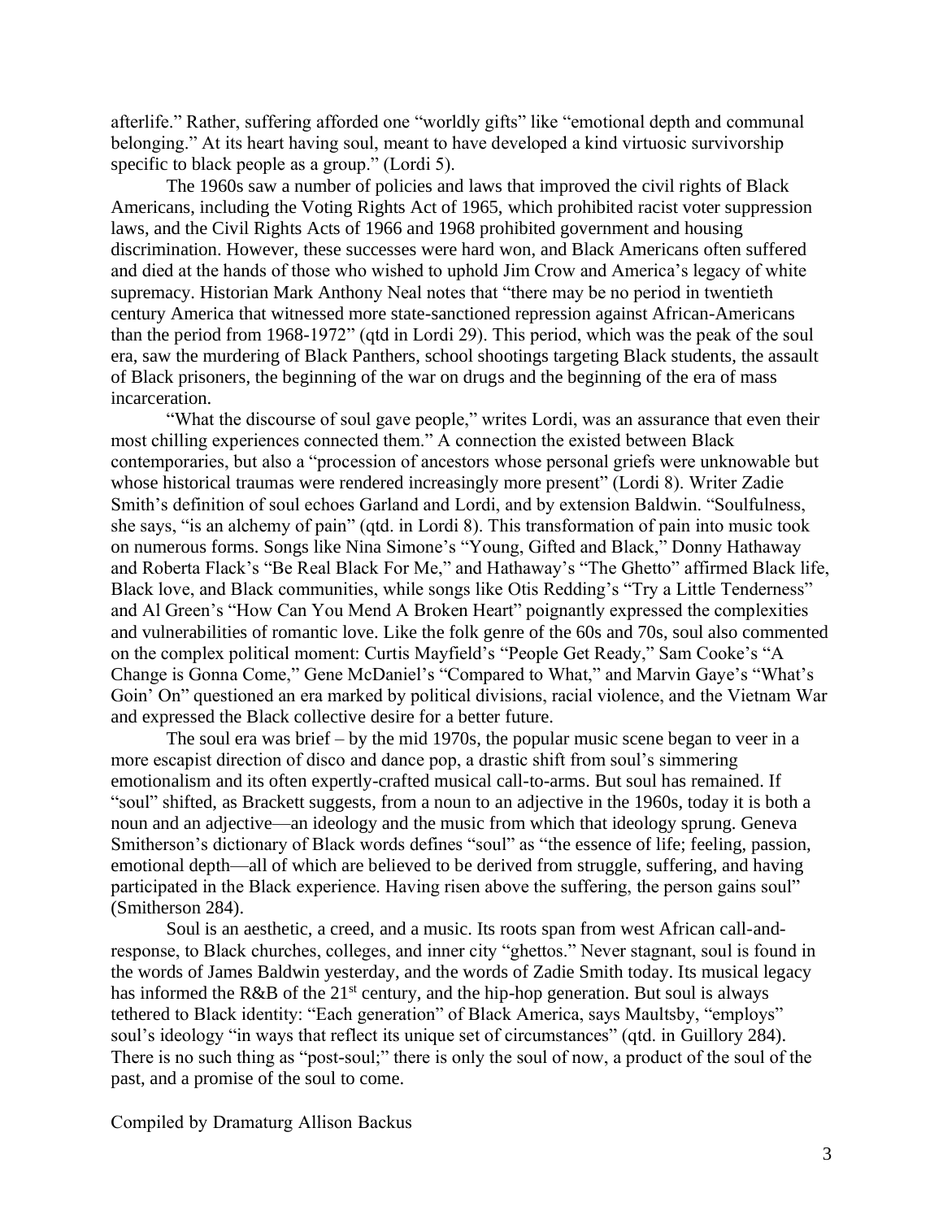afterlife." Rather, suffering afforded one "worldly gifts" like "emotional depth and communal belonging." At its heart having soul, meant to have developed a kind virtuosic survivorship specific to black people as a group." (Lordi 5).

The 1960s saw a number of policies and laws that improved the civil rights of Black Americans, including the Voting Rights Act of 1965, which prohibited racist voter suppression laws, and the Civil Rights Acts of 1966 and 1968 prohibited government and housing discrimination. However, these successes were hard won, and Black Americans often suffered and died at the hands of those who wished to uphold Jim Crow and America's legacy of white supremacy. Historian Mark Anthony Neal notes that "there may be no period in twentieth century America that witnessed more state-sanctioned repression against African-Americans than the period from 1968-1972" (qtd in Lordi 29). This period, which was the peak of the soul era, saw the murdering of Black Panthers, school shootings targeting Black students, the assault of Black prisoners, the beginning of the war on drugs and the beginning of the era of mass incarceration.

"What the discourse of soul gave people," writes Lordi, was an assurance that even their most chilling experiences connected them." A connection the existed between Black contemporaries, but also a "procession of ancestors whose personal griefs were unknowable but whose historical traumas were rendered increasingly more present" (Lordi 8). Writer Zadie Smith's definition of soul echoes Garland and Lordi, and by extension Baldwin. "Soulfulness, she says, "is an alchemy of pain" (qtd. in Lordi 8). This transformation of pain into music took on numerous forms. Songs like Nina Simone's "Young, Gifted and Black," Donny Hathaway and Roberta Flack's "Be Real Black For Me," and Hathaway's "The Ghetto" affirmed Black life, Black love, and Black communities, while songs like Otis Redding's "Try a Little Tenderness" and Al Green's "How Can You Mend A Broken Heart" poignantly expressed the complexities and vulnerabilities of romantic love. Like the folk genre of the 60s and 70s, soul also commented on the complex political moment: Curtis Mayfield's "People Get Ready," Sam Cooke's "A Change is Gonna Come," Gene McDaniel's "Compared to What," and Marvin Gaye's "What's Goin' On" questioned an era marked by political divisions, racial violence, and the Vietnam War and expressed the Black collective desire for a better future.

The soul era was brief – by the mid 1970s, the popular music scene began to veer in a more escapist direction of disco and dance pop, a drastic shift from soul's simmering emotionalism and its often expertly-crafted musical call-to-arms. But soul has remained. If "soul" shifted, as Brackett suggests, from a noun to an adjective in the 1960s, today it is both a noun and an adjective—an ideology and the music from which that ideology sprung. Geneva Smitherson's dictionary of Black words defines "soul" as "the essence of life; feeling, passion, emotional depth—all of which are believed to be derived from struggle, suffering, and having participated in the Black experience. Having risen above the suffering, the person gains soul" (Smitherson 284).

Soul is an aesthetic, a creed, and a music. Its roots span from west African call-and-response, to Black churches, colleges, and inner city "ghettos." Never stagnant, soul is found in the words of James Baldwin yesterday, and the words of Zadie Smith today. Its musical legacy has informed the R&B of the 21st century, and the hip-hop generation. But soul is always tethered to Black identity: "Each generation" of Black America, says Maultsby, "employs" soul's ideology "in ways that reflect its unique set of circumstances" (qtd. in Guillory 284). There is no such thing as "post-soul;" there is only the soul of now, a product of the soul of the past, and a promise of the soul to come.

Compiled by Dramaturg Allison Backus